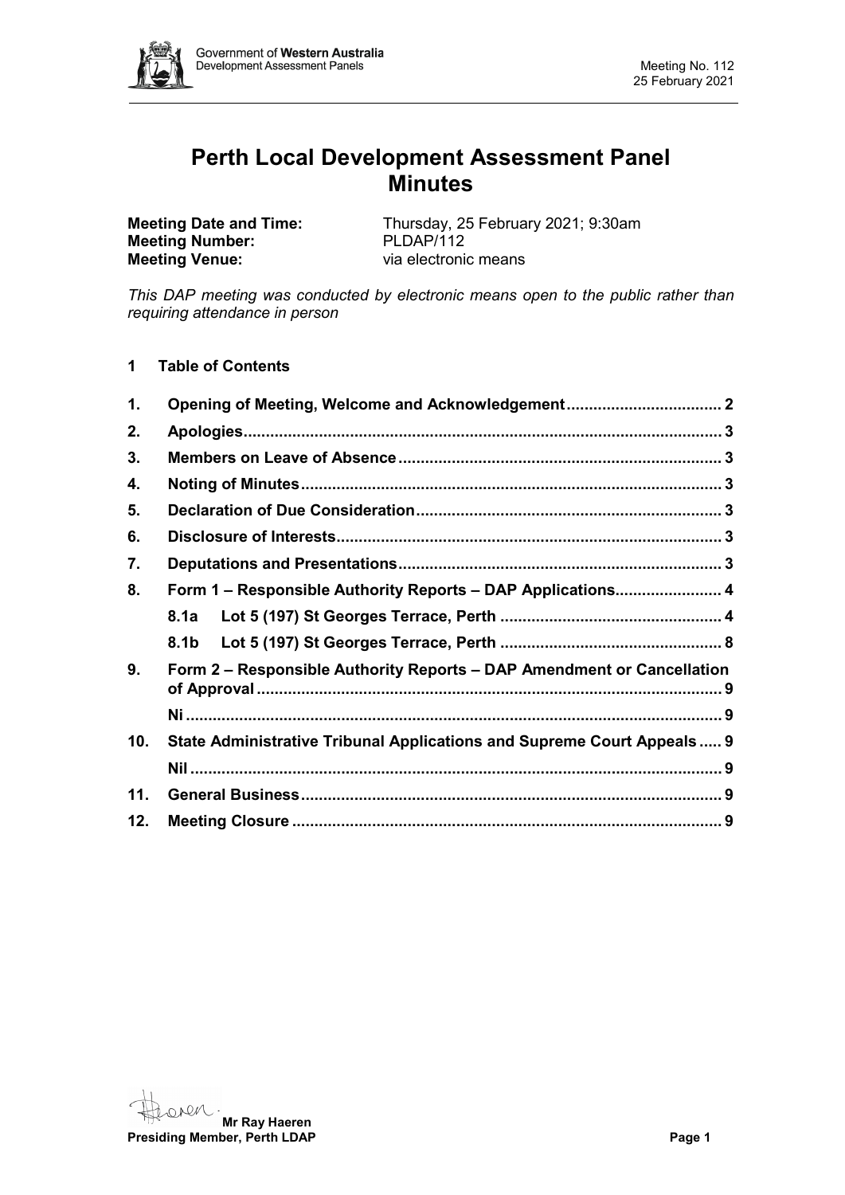# Perth Local Development Assessment Panel Minutes

**Meeting Date and Time:** Thursday, 25 February 2021; 9:30am
**Meeting Number:** PLDAP/112
**Meeting Venue:** via electronic means

*This DAP meeting was conducted by electronic means open to the public rather than requiring attendance in person*

## 1 Table of Contents

1. **Opening of Meeting, Welcome and Acknowledgement** .......... 2
2. **Apologies** .......... 3
3. **Members on Leave of Absence** .......... 3
4. **Noting of Minutes** .......... 3
5. **Declaration of Due Consideration** .......... 3
6. **Disclosure of Interests** .......... 3
7. **Deputations and Presentations** .......... 3
8. **Form 1 – Responsible Authority Reports – DAP Applications** .......... 4
   - **8.1a Lot 5 (197) St Georges Terrace, Perth** .......... 4
   - **8.1b Lot 5 (197) St Georges Terrace, Perth** .......... 8
9. **Form 2 – Responsible Authority Reports – DAP Amendment or Cancellation of Approval** .......... 9
   - **Ni** .......... 9
10. **State Administrative Tribunal Applications and Supreme Court Appeals** .......... 9
    - **Nil** .......... 9
11. **General Business** .......... 9
12. **Meeting Closure** .......... 9

**Mr Ray Haeren**
**Presiding Member, Perth LDAP**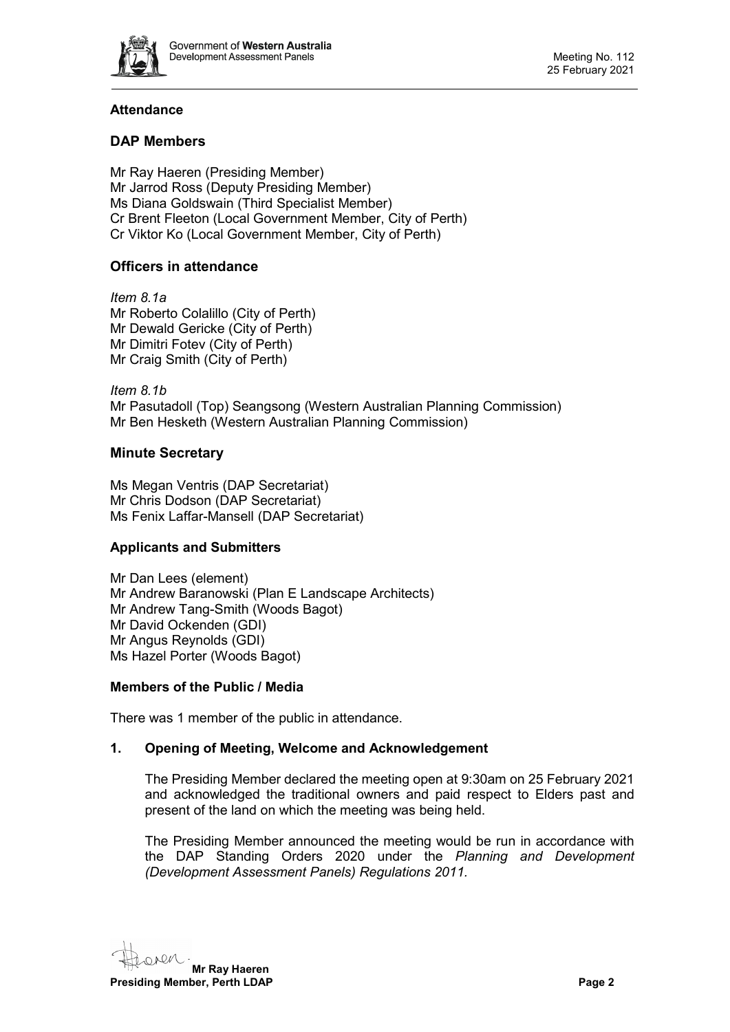### Attendance

### DAP Members

Mr Ray Haeren (Presiding Member)
Mr Jarrod Ross (Deputy Presiding Member)
Ms Diana Goldswain (Third Specialist Member)
Cr Brent Fleeton (Local Government Member, City of Perth)
Cr Viktor Ko (Local Government Member, City of Perth)

### Officers in attendance

*Item 8.1a*
Mr Roberto Colalillo (City of Perth)
Mr Dewald Gericke (City of Perth)
Mr Dimitri Fotev (City of Perth)
Mr Craig Smith (City of Perth)

*Item 8.1b*
Mr Pasutadoll (Top) Seangsong (Western Australian Planning Commission)
Mr Ben Hesketh (Western Australian Planning Commission)

### Minute Secretary

Ms Megan Ventris (DAP Secretariat)
Mr Chris Dodson (DAP Secretariat)
Ms Fenix Laffar-Mansell (DAP Secretariat)

### Applicants and Submitters

Mr Dan Lees (element)
Mr Andrew Baranowski (Plan E Landscape Architects)
Mr Andrew Tang-Smith (Woods Bagot)
Mr David Ockenden (GDI)
Mr Angus Reynolds (GDI)
Ms Hazel Porter (Woods Bagot)

### Members of the Public / Media

There was 1 member of the public in attendance.

### 1. Opening of Meeting, Welcome and Acknowledgement

The Presiding Member declared the meeting open at 9:30am on 25 February 2021 and acknowledged the traditional owners and paid respect to Elders past and present of the land on which the meeting was being held.

The Presiding Member announced the meeting would be run in accordance with the DAP Standing Orders 2020 under the *Planning and Development (Development Assessment Panels) Regulations 2011.*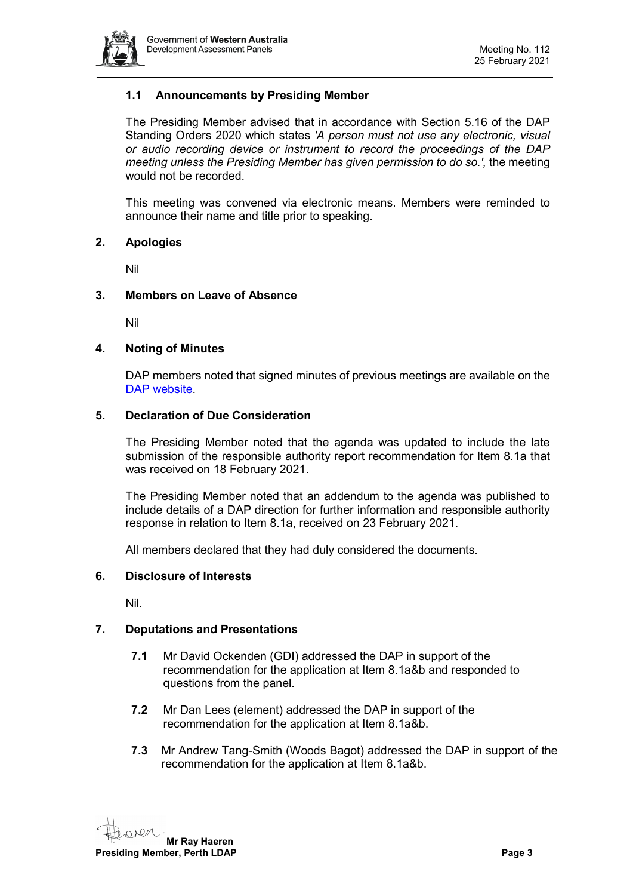### 1.1 Announcements by Presiding Member

The Presiding Member advised that in accordance with Section 5.16 of the DAP Standing Orders 2020 which states *'A person must not use any electronic, visual or audio recording device or instrument to record the proceedings of the DAP meeting unless the Presiding Member has given permission to do so.',* the meeting would not be recorded.

This meeting was convened via electronic means. Members were reminded to announce their name and title prior to speaking.

## 2. Apologies

Nil

## 3. Members on Leave of Absence

Nil

## 4. Noting of Minutes

DAP members noted that signed minutes of previous meetings are available on the [DAP website](DAP website).

## 5. Declaration of Due Consideration

The Presiding Member noted that the agenda was updated to include the late submission of the responsible authority report recommendation for Item 8.1a that was received on 18 February 2021.

The Presiding Member noted that an addendum to the agenda was published to include details of a DAP direction for further information and responsible authority response in relation to Item 8.1a, received on 23 February 2021.

All members declared that they had duly considered the documents.

## 6. Disclosure of Interests

Nil.

## 7. Deputations and Presentations

**7.1** Mr David Ockenden (GDI) addressed the DAP in support of the recommendation for the application at Item 8.1a&b and responded to questions from the panel.

**7.2** Mr Dan Lees (element) addressed the DAP in support of the recommendation for the application at Item 8.1a&b.

**7.3** Mr Andrew Tang-Smith (Woods Bagot) addressed the DAP in support of the recommendation for the application at Item 8.1a&b.

**Mr Ray Haeren**
**Presiding Member, Perth LDAP**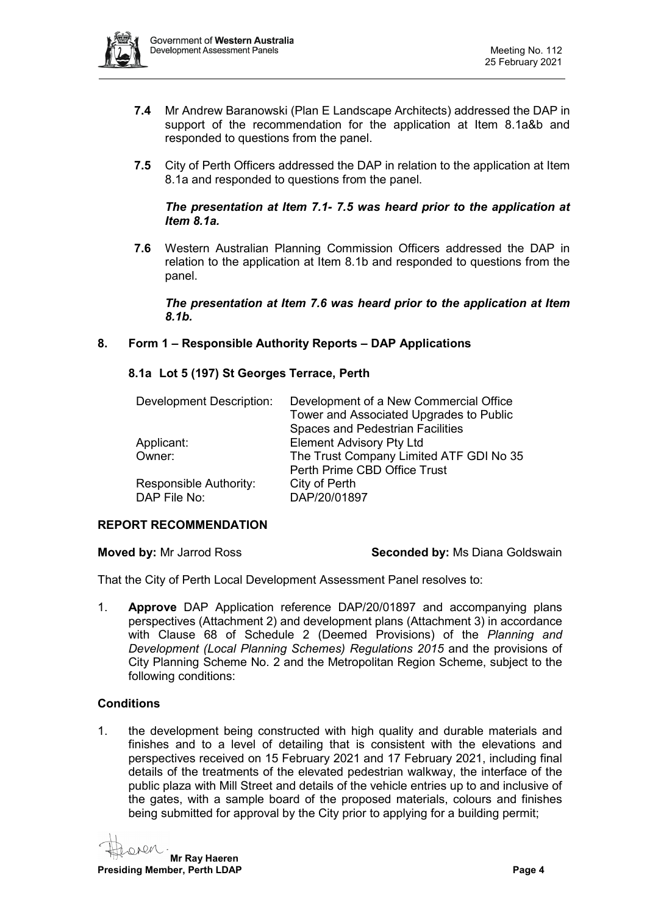**7.4** Mr Andrew Baranowski (Plan E Landscape Architects) addressed the DAP in support of the recommendation for the application at Item 8.1a&b and responded to questions from the panel.

**7.5** City of Perth Officers addressed the DAP in relation to the application at Item 8.1a and responded to questions from the panel.

***The presentation at Item 7.1- 7.5 was heard prior to the application at Item 8.1a.***

**7.6** Western Australian Planning Commission Officers addressed the DAP in relation to the application at Item 8.1b and responded to questions from the panel.

***The presentation at Item 7.6 was heard prior to the application at Item 8.1b.***

## 8. Form 1 – Responsible Authority Reports – DAP Applications

### 8.1a Lot 5 (197) St Georges Terrace, Perth

| | |
|---|---|
| Development Description: | Development of a New Commercial Office Tower and Associated Upgrades to Public Spaces and Pedestrian Facilities |
| Applicant: | Element Advisory Pty Ltd |
| Owner: | The Trust Company Limited ATF GDI No 35 Perth Prime CBD Office Trust |
| Responsible Authority: | City of Perth |
| DAP File No: | DAP/20/01897 |

**REPORT RECOMMENDATION**

**Moved by:** Mr Jarrod Ross **Seconded by:** Ms Diana Goldswain

That the City of Perth Local Development Assessment Panel resolves to:

1. **Approve** DAP Application reference DAP/20/01897 and accompanying plans perspectives (Attachment 2) and development plans (Attachment 3) in accordance with Clause 68 of Schedule 2 (Deemed Provisions) of the *Planning and Development (Local Planning Schemes) Regulations 2015* and the provisions of City Planning Scheme No. 2 and the Metropolitan Region Scheme, subject to the following conditions:

**Conditions**

1. the development being constructed with high quality and durable materials and finishes and to a level of detailing that is consistent with the elevations and perspectives received on 15 February 2021 and 17 February 2021, including final details of the treatments of the elevated pedestrian walkway, the interface of the public plaza with Mill Street and details of the vehicle entries up to and inclusive of the gates, with a sample board of the proposed materials, colours and finishes being submitted for approval by the City prior to applying for a building permit;

**Mr Ray Haeren**
**Presiding Member, Perth LDAP**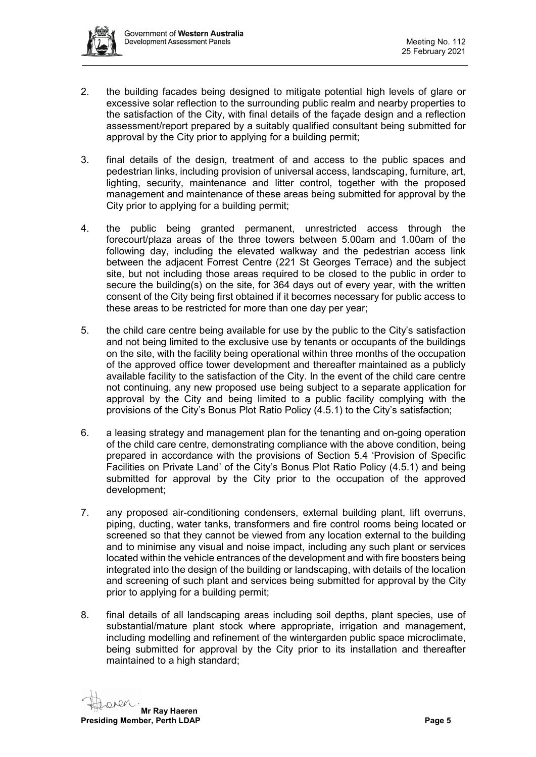2. the building facades being designed to mitigate potential high levels of glare or excessive solar reflection to the surrounding public realm and nearby properties to the satisfaction of the City, with final details of the façade design and a reflection assessment/report prepared by a suitably qualified consultant being submitted for approval by the City prior to applying for a building permit;

3. final details of the design, treatment of and access to the public spaces and pedestrian links, including provision of universal access, landscaping, furniture, art, lighting, security, maintenance and litter control, together with the proposed management and maintenance of these areas being submitted for approval by the City prior to applying for a building permit;

4. the public being granted permanent, unrestricted access through the forecourt/plaza areas of the three towers between 5.00am and 1.00am of the following day, including the elevated walkway and the pedestrian access link between the adjacent Forrest Centre (221 St Georges Terrace) and the subject site, but not including those areas required to be closed to the public in order to secure the building(s) on the site, for 364 days out of every year, with the written consent of the City being first obtained if it becomes necessary for public access to these areas to be restricted for more than one day per year;

5. the child care centre being available for use by the public to the City's satisfaction and not being limited to the exclusive use by tenants or occupants of the buildings on the site, with the facility being operational within three months of the occupation of the approved office tower development and thereafter maintained as a publicly available facility to the satisfaction of the City. In the event of the child care centre not continuing, any new proposed use being subject to a separate application for approval by the City and being limited to a public facility complying with the provisions of the City's Bonus Plot Ratio Policy (4.5.1) to the City's satisfaction;

6. a leasing strategy and management plan for the tenanting and on-going operation of the child care centre, demonstrating compliance with the above condition, being prepared in accordance with the provisions of Section 5.4 'Provision of Specific Facilities on Private Land' of the City's Bonus Plot Ratio Policy (4.5.1) and being submitted for approval by the City prior to the occupation of the approved development;

7. any proposed air-conditioning condensers, external building plant, lift overruns, piping, ducting, water tanks, transformers and fire control rooms being located or screened so that they cannot be viewed from any location external to the building and to minimise any visual and noise impact, including any such plant or services located within the vehicle entrances of the development and with fire boosters being integrated into the design of the building or landscaping, with details of the location and screening of such plant and services being submitted for approval by the City prior to applying for a building permit;

8. final details of all landscaping areas including soil depths, plant species, use of substantial/mature plant stock where appropriate, irrigation and management, including modelling and refinement of the wintergarden public space microclimate, being submitted for approval by the City prior to its installation and thereafter maintained to a high standard;

**Mr Ray Haeren**
**Presiding Member, Perth LDAP**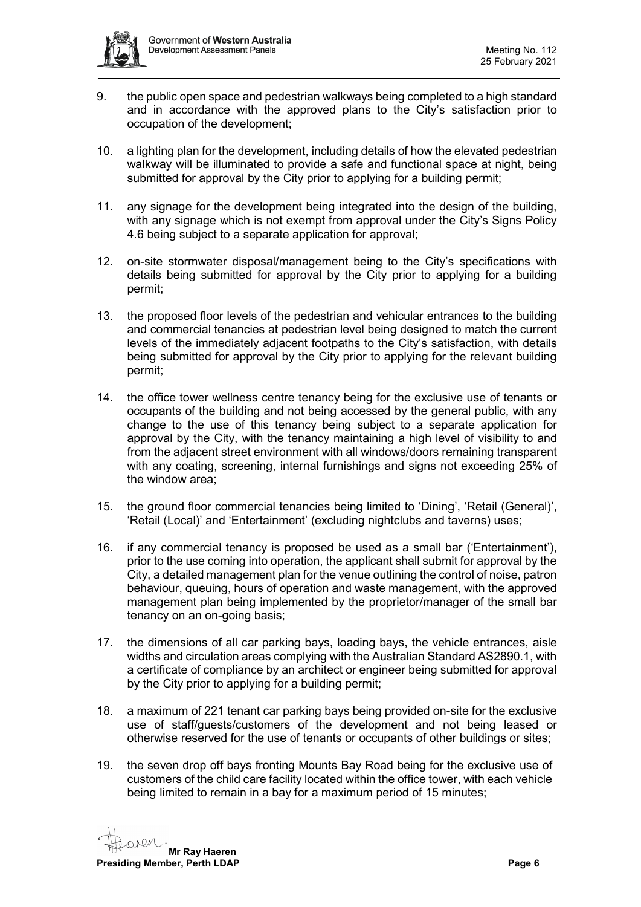9. the public open space and pedestrian walkways being completed to a high standard and in accordance with the approved plans to the City's satisfaction prior to occupation of the development;

10. a lighting plan for the development, including details of how the elevated pedestrian walkway will be illuminated to provide a safe and functional space at night, being submitted for approval by the City prior to applying for a building permit;

11. any signage for the development being integrated into the design of the building, with any signage which is not exempt from approval under the City's Signs Policy 4.6 being subject to a separate application for approval;

12. on-site stormwater disposal/management being to the City's specifications with details being submitted for approval by the City prior to applying for a building permit;

13. the proposed floor levels of the pedestrian and vehicular entrances to the building and commercial tenancies at pedestrian level being designed to match the current levels of the immediately adjacent footpaths to the City's satisfaction, with details being submitted for approval by the City prior to applying for the relevant building permit;

14. the office tower wellness centre tenancy being for the exclusive use of tenants or occupants of the building and not being accessed by the general public, with any change to the use of this tenancy being subject to a separate application for approval by the City, with the tenancy maintaining a high level of visibility to and from the adjacent street environment with all windows/doors remaining transparent with any coating, screening, internal furnishings and signs not exceeding 25% of the window area;

15. the ground floor commercial tenancies being limited to 'Dining', 'Retail (General)', 'Retail (Local)' and 'Entertainment' (excluding nightclubs and taverns) uses;

16. if any commercial tenancy is proposed be used as a small bar ('Entertainment'), prior to the use coming into operation, the applicant shall submit for approval by the City, a detailed management plan for the venue outlining the control of noise, patron behaviour, queuing, hours of operation and waste management, with the approved management plan being implemented by the proprietor/manager of the small bar tenancy on an on-going basis;

17. the dimensions of all car parking bays, loading bays, the vehicle entrances, aisle widths and circulation areas complying with the Australian Standard AS2890.1, with a certificate of compliance by an architect or engineer being submitted for approval by the City prior to applying for a building permit;

18. a maximum of 221 tenant car parking bays being provided on-site for the exclusive use of staff/guests/customers of the development and not being leased or otherwise reserved for the use of tenants or occupants of other buildings or sites;

19. the seven drop off bays fronting Mounts Bay Road being for the exclusive use of customers of the child care facility located within the office tower, with each vehicle being limited to remain in a bay for a maximum period of 15 minutes;

**Mr Ray Haeren**
**Presiding Member, Perth LDAP**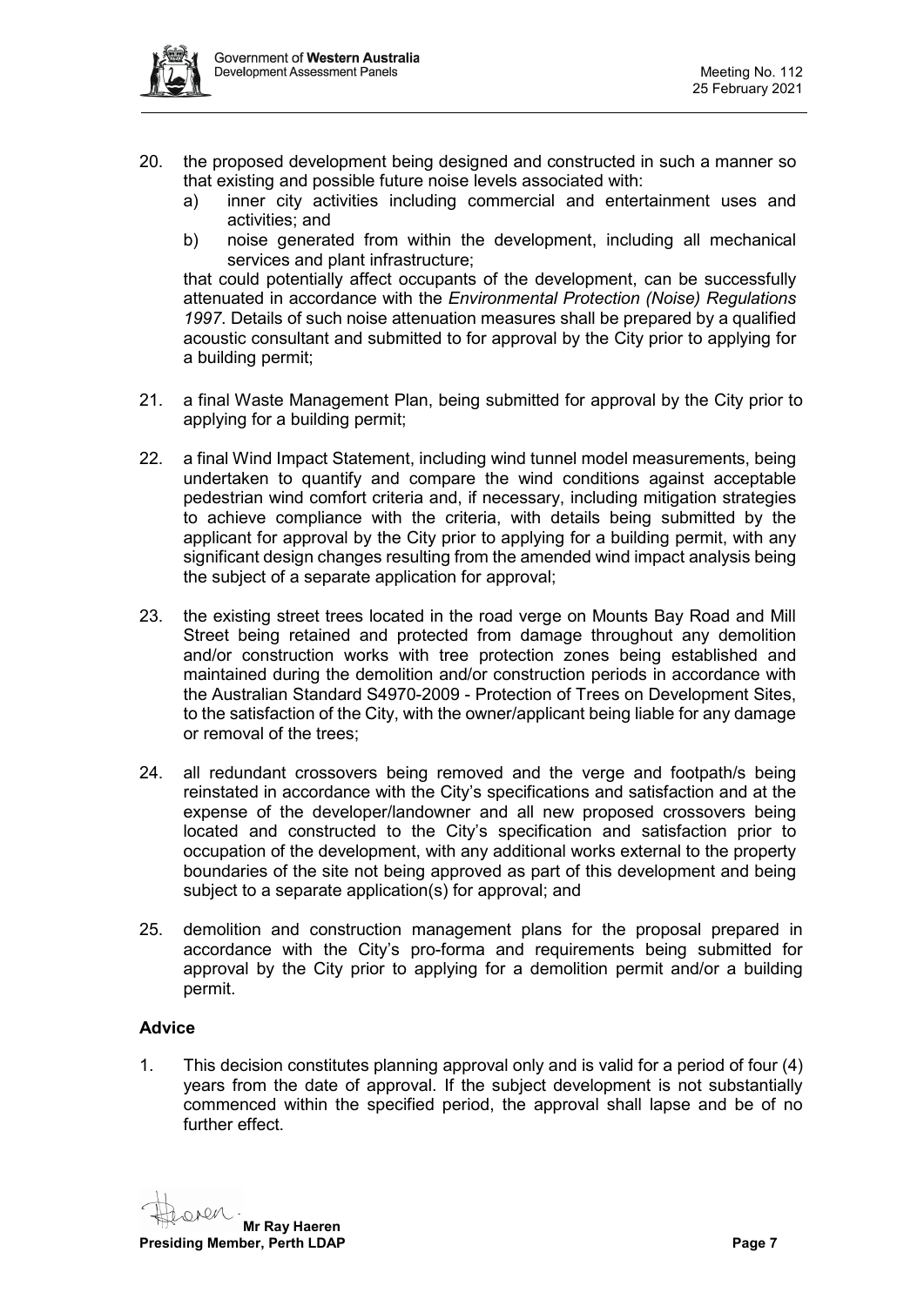20. the proposed development being designed and constructed in such a manner so that existing and possible future noise levels associated with:
    a) inner city activities including commercial and entertainment uses and activities; and
    b) noise generated from within the development, including all mechanical services and plant infrastructure;

    that could potentially affect occupants of the development, can be successfully attenuated in accordance with the *Environmental Protection (Noise) Regulations 1997*. Details of such noise attenuation measures shall be prepared by a qualified acoustic consultant and submitted to for approval by the City prior to applying for a building permit;

21. a final Waste Management Plan, being submitted for approval by the City prior to applying for a building permit;

22. a final Wind Impact Statement, including wind tunnel model measurements, being undertaken to quantify and compare the wind conditions against acceptable pedestrian wind comfort criteria and, if necessary, including mitigation strategies to achieve compliance with the criteria, with details being submitted by the applicant for approval by the City prior to applying for a building permit, with any significant design changes resulting from the amended wind impact analysis being the subject of a separate application for approval;

23. the existing street trees located in the road verge on Mounts Bay Road and Mill Street being retained and protected from damage throughout any demolition and/or construction works with tree protection zones being established and maintained during the demolition and/or construction periods in accordance with the Australian Standard S4970-2009 - Protection of Trees on Development Sites, to the satisfaction of the City, with the owner/applicant being liable for any damage or removal of the trees;

24. all redundant crossovers being removed and the verge and footpath/s being reinstated in accordance with the City's specifications and satisfaction and at the expense of the developer/landowner and all new proposed crossovers being located and constructed to the City's specification and satisfaction prior to occupation of the development, with any additional works external to the property boundaries of the site not being approved as part of this development and being subject to a separate application(s) for approval; and

25. demolition and construction management plans for the proposal prepared in accordance with the City's pro-forma and requirements being submitted for approval by the City prior to applying for a demolition permit and/or a building permit.

**Advice**

1. This decision constitutes planning approval only and is valid for a period of four (4) years from the date of approval. If the subject development is not substantially commenced within the specified period, the approval shall lapse and be of no further effect.

**Mr Ray Haeren**
**Presiding Member, Perth LDAP**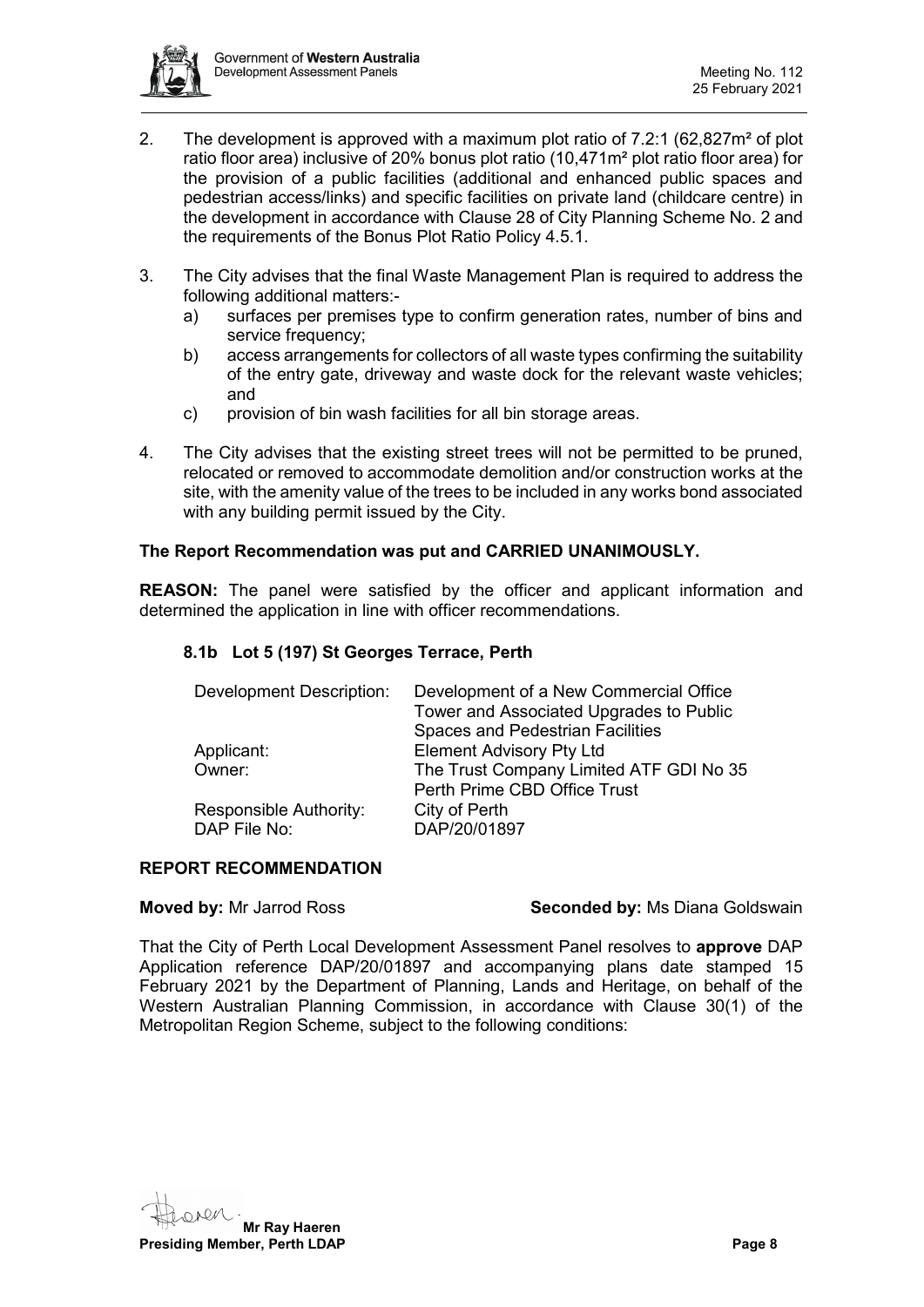2. The development is approved with a maximum plot ratio of 7.2:1 (62,827m² of plot ratio floor area) inclusive of 20% bonus plot ratio (10,471m² plot ratio floor area) for the provision of a public facilities (additional and enhanced public spaces and pedestrian access/links) and specific facilities on private land (childcare centre) in the development in accordance with Clause 28 of City Planning Scheme No. 2 and the requirements of the Bonus Plot Ratio Policy 4.5.1.

3. The City advises that the final Waste Management Plan is required to address the following additional matters:-
   a) surfaces per premises type to confirm generation rates, number of bins and service frequency;
   b) access arrangements for collectors of all waste types confirming the suitability of the entry gate, driveway and waste dock for the relevant waste vehicles; and
   c) provision of bin wash facilities for all bin storage areas.

4. The City advises that the existing street trees will not be permitted to be pruned, relocated or removed to accommodate demolition and/or construction works at the site, with the amenity value of the trees to be included in any works bond associated with any building permit issued by the City.

**The Report Recommendation was put and CARRIED UNANIMOUSLY.**

**REASON:** The panel were satisfied by the officer and applicant information and determined the application in line with officer recommendations.

### 8.1b Lot 5 (197) St Georges Terrace, Perth

| | |
|---|---|
| Development Description: | Development of a New Commercial Office Tower and Associated Upgrades to Public Spaces and Pedestrian Facilities |
| Applicant: | Element Advisory Pty Ltd |
| Owner: | The Trust Company Limited ATF GDI No 35 Perth Prime CBD Office Trust |
| Responsible Authority: | City of Perth |
| DAP File No: | DAP/20/01897 |

**REPORT RECOMMENDATION**

**Moved by:** Mr Jarrod Ross **Seconded by:** Ms Diana Goldswain

That the City of Perth Local Development Assessment Panel resolves to **approve** DAP Application reference DAP/20/01897 and accompanying plans date stamped 15 February 2021 by the Department of Planning, Lands and Heritage, on behalf of the Western Australian Planning Commission, in accordance with Clause 30(1) of the Metropolitan Region Scheme, subject to the following conditions: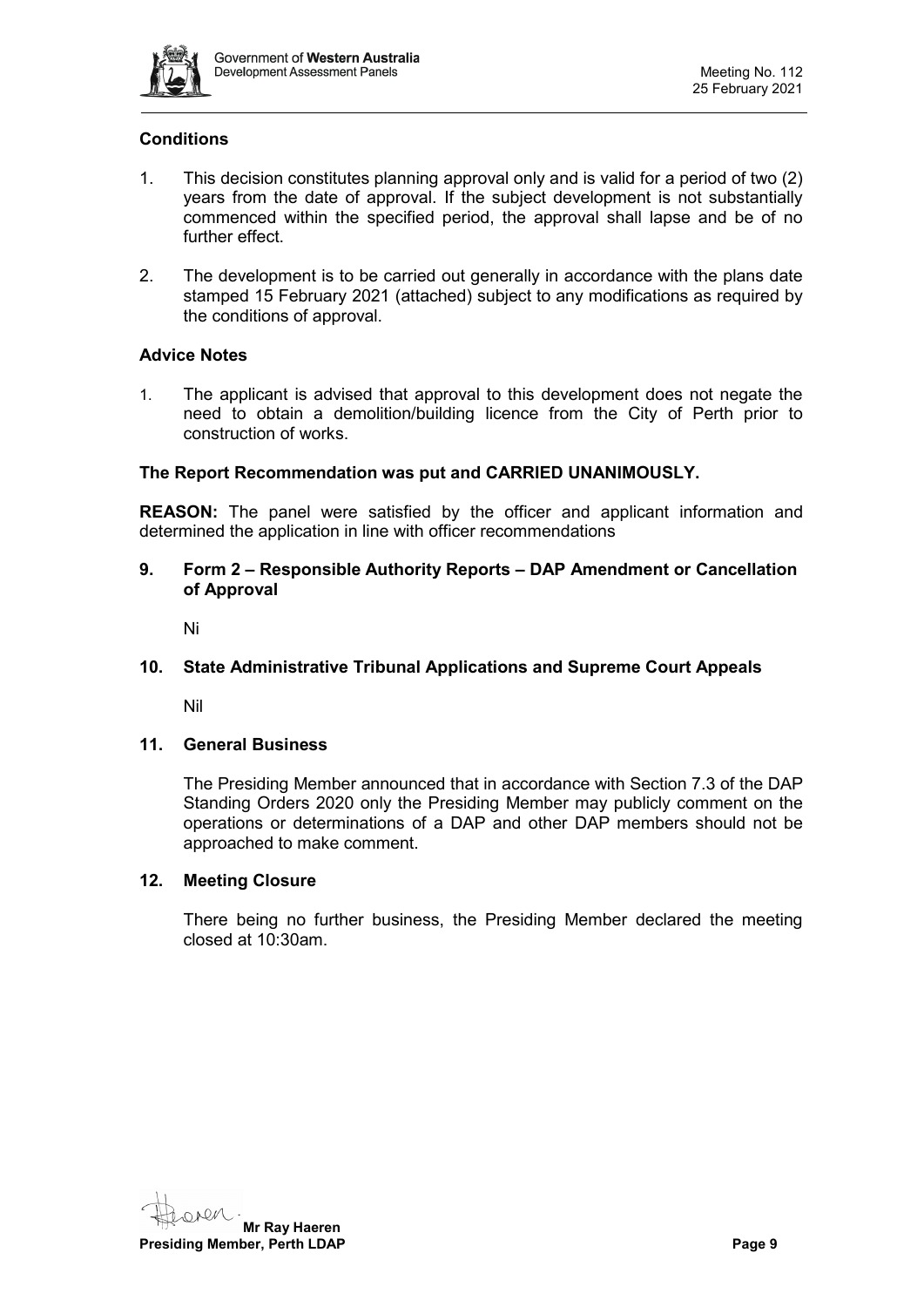**Conditions**

1. This decision constitutes planning approval only and is valid for a period of two (2) years from the date of approval. If the subject development is not substantially commenced within the specified period, the approval shall lapse and be of no further effect.

2. The development is to be carried out generally in accordance with the plans date stamped 15 February 2021 (attached) subject to any modifications as required by the conditions of approval.

**Advice Notes**

1. The applicant is advised that approval to this development does not negate the need to obtain a demolition/building licence from the City of Perth prior to construction of works.

**The Report Recommendation was put and CARRIED UNANIMOUSLY.**

**REASON:** The panel were satisfied by the officer and applicant information and determined the application in line with officer recommendations

**9. Form 2 – Responsible Authority Reports – DAP Amendment or Cancellation of Approval**

Ni

**10. State Administrative Tribunal Applications and Supreme Court Appeals**

Nil

**11. General Business**

The Presiding Member announced that in accordance with Section 7.3 of the DAP Standing Orders 2020 only the Presiding Member may publicly comment on the operations or determinations of a DAP and other DAP members should not be approached to make comment.

**12. Meeting Closure**

There being no further business, the Presiding Member declared the meeting closed at 10:30am.

**Mr Ray Haeren**
**Presiding Member, Perth LDAP**